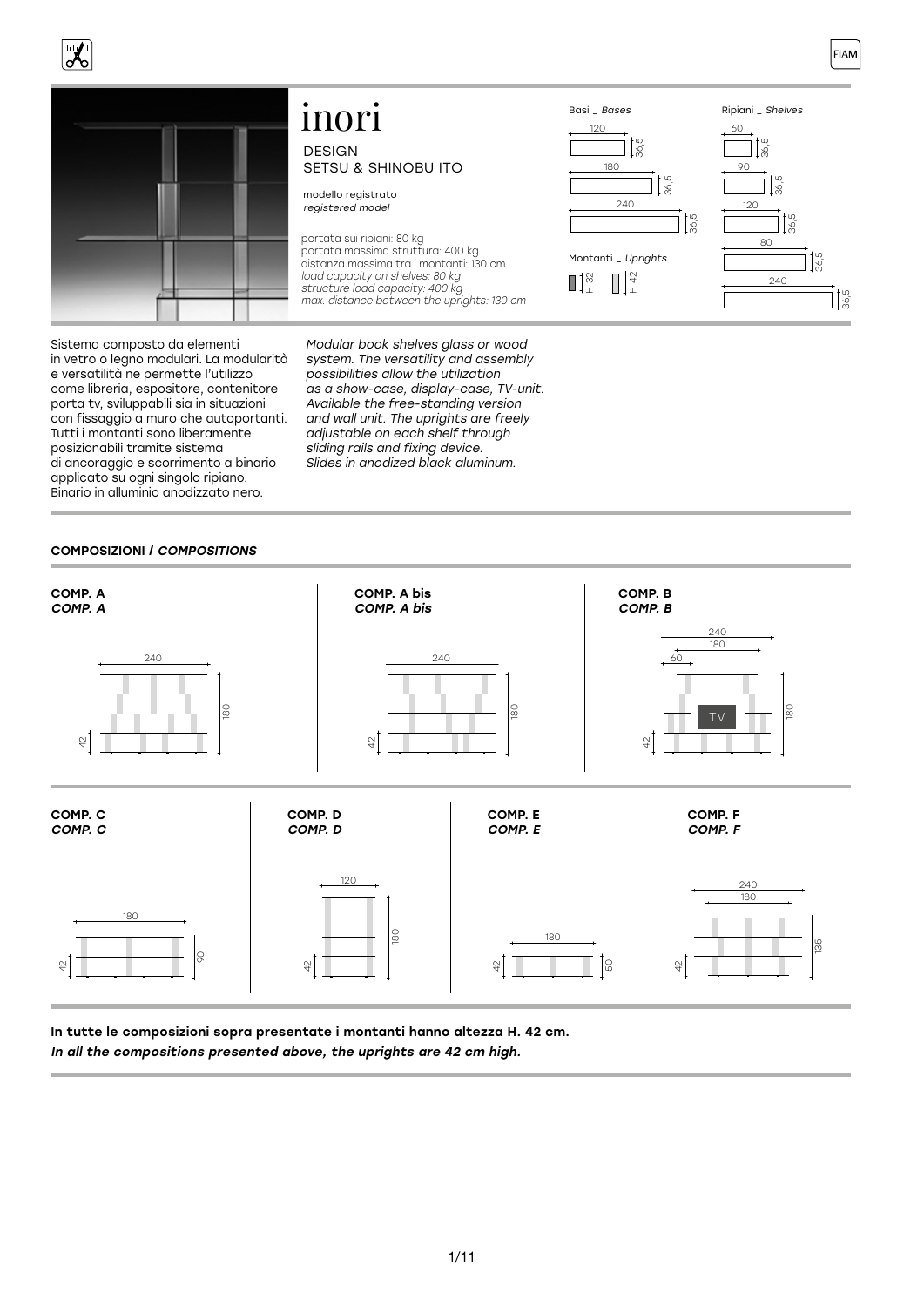# inori

DESIGN
SETSU & SHINOBU ITO

modello registrato
*registered model*

portata sui ripiani: 80 kg
portata massima struttura: 400 kg
distanza massima tra i montanti: 130 cm
*load capacity on shelves: 80 kg*
*structure load capacity: 400 kg*
*max. distance between the uprights: 130 cm*

Basi _ *Bases*

- 120 × 36,5
- 180 × 36,5
- 240 × 36,5

Montanti _ *Uprights*

- H 32
- H 42

Ripiani _ *Shelves*

- 60 × 36,5
- 90 × 36,5
- 120 × 36,5
- 180 × 36,5
- 240 × 36,5

Sistema composto da elementi in vetro o legno modulari. La modularità e versatilità ne permette l'utilizzo come libreria, espositore, contenitore porta tv, sviluppabili sia in situazioni con fissaggio a muro che autoportanti. Tutti i montanti sono liberamente posizionabili tramite sistema di ancoraggio e scorrimento a binario applicato su ogni singolo ripiano. Binario in alluminio anodizzato nero.

*Modular book shelves glass or wood system. The versatility and assembly possibilities allow the utilization as a show-case, display-case, TV-unit. Available the free-standing version and wall unit. The uprights are freely adjustable on each shelf through sliding rails and fixing device. Slides in anodized black aluminum.*

## COMPOSIZIONI / *COMPOSITIONS*

**COMP. A**
***COMP. A***

240 × 180 (42)

**COMP. A bis**
***COMP. A bis***

240 × 180 (42)

**COMP. B**
***COMP. B***

240 / 180 / 60 × 180 (42) — TV

**COMP. C**
***COMP. C***

180 × 90 (42)

**COMP. D**
***COMP. D***

120 × 180 (42)

**COMP. E**
***COMP. E***

180 × 50 (42)

**COMP. F**
***COMP. F***

240 / 180 × 135 (42)

**In tutte le composizioni sopra presentate i montanti hanno altezza H. 42 cm.**
***In all the compositions presented above, the uprights are 42 cm high.***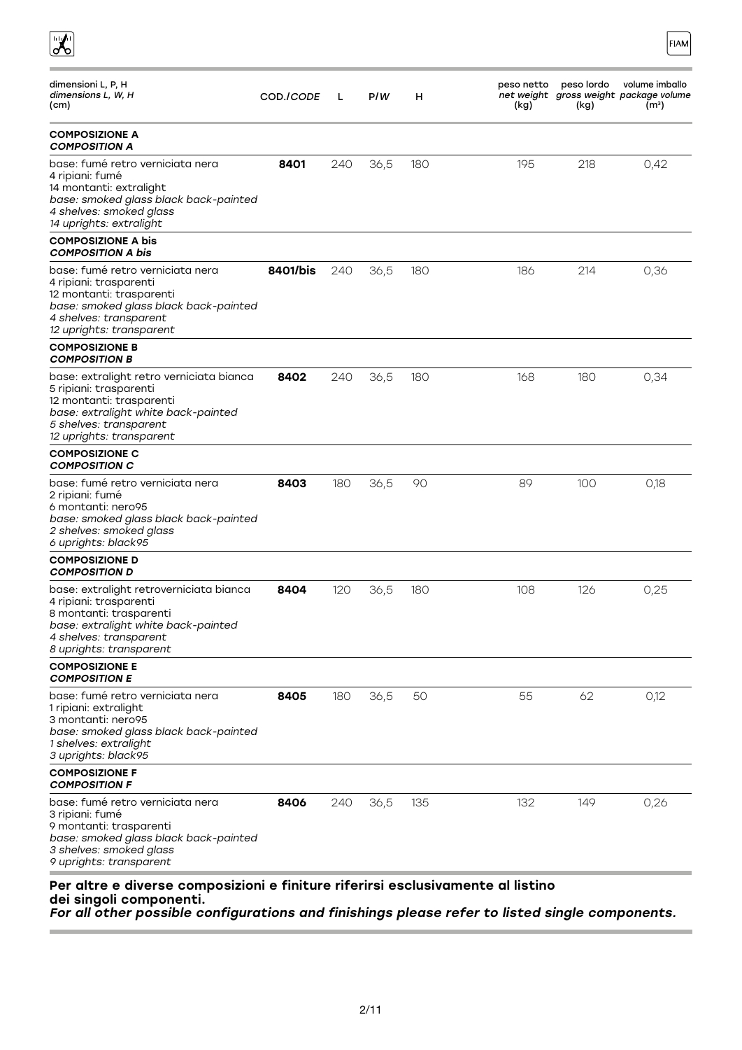| dimensioni L, P, H<br>*dimensions L, W, H*<br>(cm) | COD./*CODE* | L | P/*W* | H | peso netto<br>*net weight*<br>(kg) | peso lordo<br>*gross weight*<br>(kg) | volume imballo<br>*package volume*<br>($m^3$) |
|---|---|---|---|---|---|---|---|
| **COMPOSIZIONE A**<br>***COMPOSITION A*** | | | | | | | |
| base: fumé retro verniciata nera<br>4 ripiani: fumé<br>14 montanti: extralight<br>*base: smoked glass black back-painted*<br>*4 shelves: smoked glass*<br>*14 uprights: extralight* | **8401** | 240 | 36,5 | 180 | 195 | 218 | 0,42 |
| **COMPOSIZIONE A bis**<br>***COMPOSITION A bis*** | | | | | | | |
| base: fumé retro verniciata nera<br>4 ripiani: trasparenti<br>12 montanti: trasparenti<br>*base: smoked glass black back-painted*<br>*4 shelves: transparent*<br>*12 uprights: transparent* | **8401/bis** | 240 | 36,5 | 180 | 186 | 214 | 0,36 |
| **COMPOSIZIONE B**<br>***COMPOSITION B*** | | | | | | | |
| base: extralight retro verniciata bianca<br>5 ripiani: trasparenti<br>12 montanti: trasparenti<br>*base: extralight white back-painted*<br>*5 shelves: transparent*<br>*12 uprights: transparent* | **8402** | 240 | 36,5 | 180 | 168 | 180 | 0,34 |
| **COMPOSIZIONE C**<br>***COMPOSITION C*** | | | | | | | |
| base: fumé retro verniciata nera<br>2 ripiani: fumé<br>6 montanti: nero95<br>*base: smoked glass black back-painted*<br>*2 shelves: smoked glass*<br>*6 uprights: black95* | **8403** | 180 | 36,5 | 90 | 89 | 100 | 0,18 |
| **COMPOSIZIONE D**<br>***COMPOSITION D*** | | | | | | | |
| base: extralight retroverniciata bianca<br>4 ripiani: trasparenti<br>8 montanti: trasparenti<br>*base: extralight white back-painted*<br>*4 shelves: transparent*<br>*8 uprights: transparent* | **8404** | 120 | 36,5 | 180 | 108 | 126 | 0,25 |
| **COMPOSIZIONE E**<br>***COMPOSITION E*** | | | | | | | |
| base: fumé retro verniciata nera<br>1 ripiani: extralight<br>3 montanti: nero95<br>*base: smoked glass black back-painted*<br>*1 shelves: extralight*<br>*3 uprights: black95* | **8405** | 180 | 36,5 | 50 | 55 | 62 | 0,12 |
| **COMPOSIZIONE F**<br>***COMPOSITION F*** | | | | | | | |
| base: fumé retro verniciata nera<br>3 ripiani: fumé<br>9 montanti: trasparenti<br>*base: smoked glass black back-painted*<br>*3 shelves: smoked glass*<br>*9 uprights: transparent* | **8406** | 240 | 36,5 | 135 | 132 | 149 | 0,26 |

**Per altre e diverse composizioni e finiture riferirsi esclusivamente al listino dei singoli componenti.**
***For all other possible configurations and finishings please refer to listed single components.***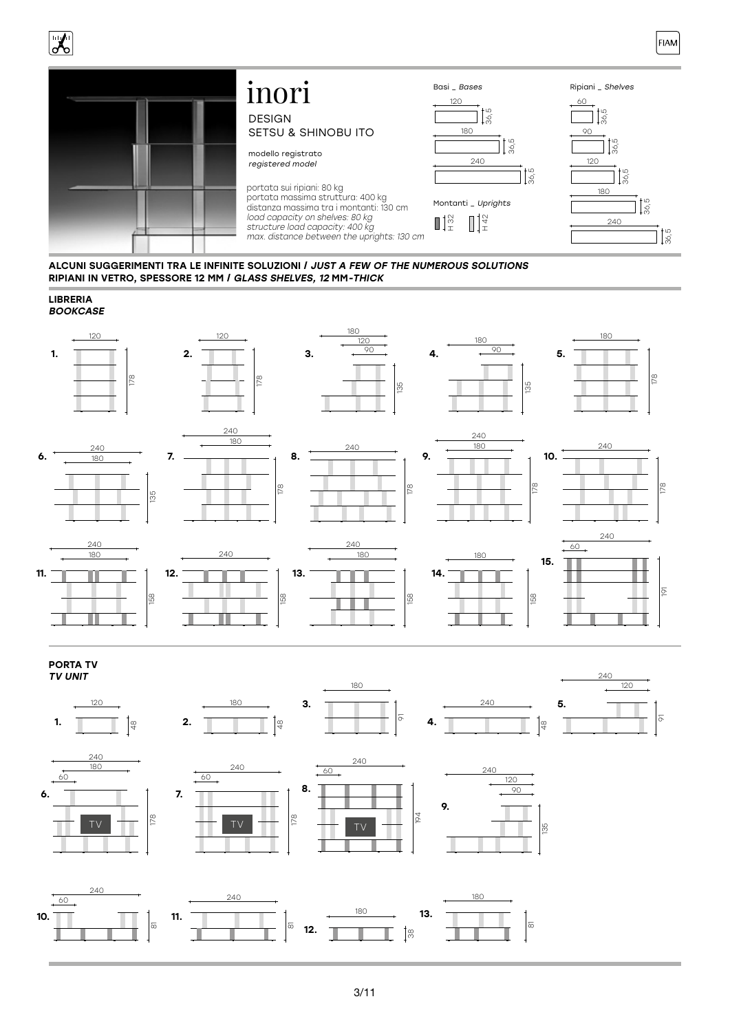# inori

DESIGN
SETSU & SHINOBU ITO

modello registrato
*registered model*

portata sui ripiani: 80 kg
portata massima struttura: 400 kg
distanza massima tra i montanti: 130 cm
*load capacity on shelves: 80 kg*
*structure load capacity: 400 kg*
*max. distance between the uprights: 130 cm*

Basi _ *Bases*

- 120 × 36,5
- 180 × 36,5
- 240 × 36,5

Montanti _ *Uprights*

- H 32
- H 42

Ripiani _ *Shelves*

- 60 × 36,5
- 90 × 36,5
- 120 × 36,5
- 180 × 36,5
- 240 × 36,5

**ALCUNI SUGGERIMENTI TRA LE INFINITE SOLUZIONI / *JUST A FEW OF THE NUMEROUS SOLUTIONS***
**RIPIANI IN VETRO, SPESSORE 12 MM / *GLASS SHELVES, 12 MM-THICK***

## LIBRERIA
## *BOOKCASE*

1. 120 – 178
2. 120 – 178
3. 180, 120, 90 – 135
4. 180, 90 – 135
5. 180 – 178
6. 240, 180 – 135
7. 240, 180 – 178
8. 240 – 178
9. 240, 180 – 178
10. 240 – 178
11. 240, 180 – 158
12. 240 – 158
13. 240, 180 – 158
14. 180 – 158
15. 240, 60 – 191

## PORTA TV
## *TV UNIT*

1. 120 – 48
2. 180 – 48
3. 180 – 91
4. 240 – 48
5. 240, 120 – 91
6. 240, 180, 60 – 178 (TV)
7. 240, 60 – 178 (TV)
8. 240, 60 – 194 (TV)
9. 240, 120, 90 – 135
10. 240, 60 – 81
11. 240 – 81
12. 180 – 38
13. 180 – 81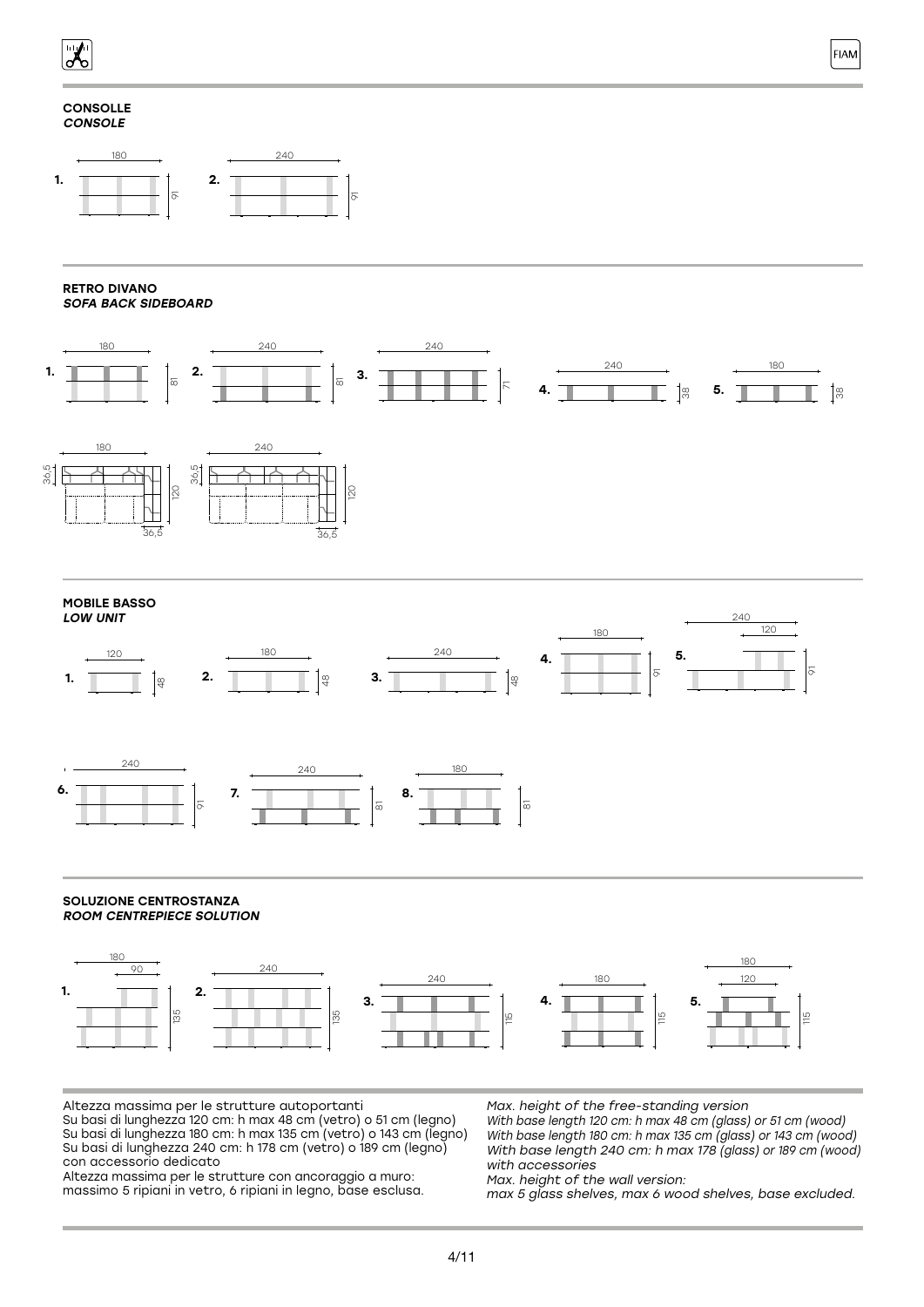## CONSOLLE
***CONSOLE***

1. 180 × 91
2. 240 × 91

## RETRO DIVANO
***SOFA BACK SIDEBOARD***

1. 180 × 81
2. 240 × 81
3. 240 × 71
4. 240 × 38
5. 180 × 38

180 – 36,5 – 120 – 36,5

240 – 36,5 – 120 – 36,5

## MOBILE BASSO
***LOW UNIT***

1. 120 × 48
2. 180 × 48
3. 240 × 48
4. 180 × 91
5. 240 / 120 × 91
6. 240 × 91
7. 240 × 81
8. 180 × 81

## SOLUZIONE CENTROSTANZA
***ROOM CENTREPIECE SOLUTION***

1. 180 / 90 × 135
2. 240 × 135
3. 240 × 115
4. 180 × 115
5. 180 / 120 × 115

Altezza massima per le strutture autoportanti
Su basi di lunghezza 120 cm: h max 48 cm (vetro) o 51 cm (legno)
Su basi di lunghezza 180 cm: h max 135 cm (vetro) o 143 cm (legno)
Su basi di lunghezza 240 cm: h 178 cm (vetro) o 189 cm (legno) con accessorio dedicato
Altezza massima per le strutture con ancoraggio a muro:
massimo 5 ripiani in vetro, 6 ripiani in legno, base esclusa.

*Max. height of the free-standing version*
*With base length 120 cm: h max 48 cm (glass) or 51 cm (wood)*
*With base length 180 cm: h max 135 cm (glass) or 143 cm (wood)*
*With base length 240 cm: h max 178 (glass) or 189 cm (wood) with accessories*
*Max. height of the wall version:*
*max 5 glass shelves, max 6 wood shelves, base excluded.*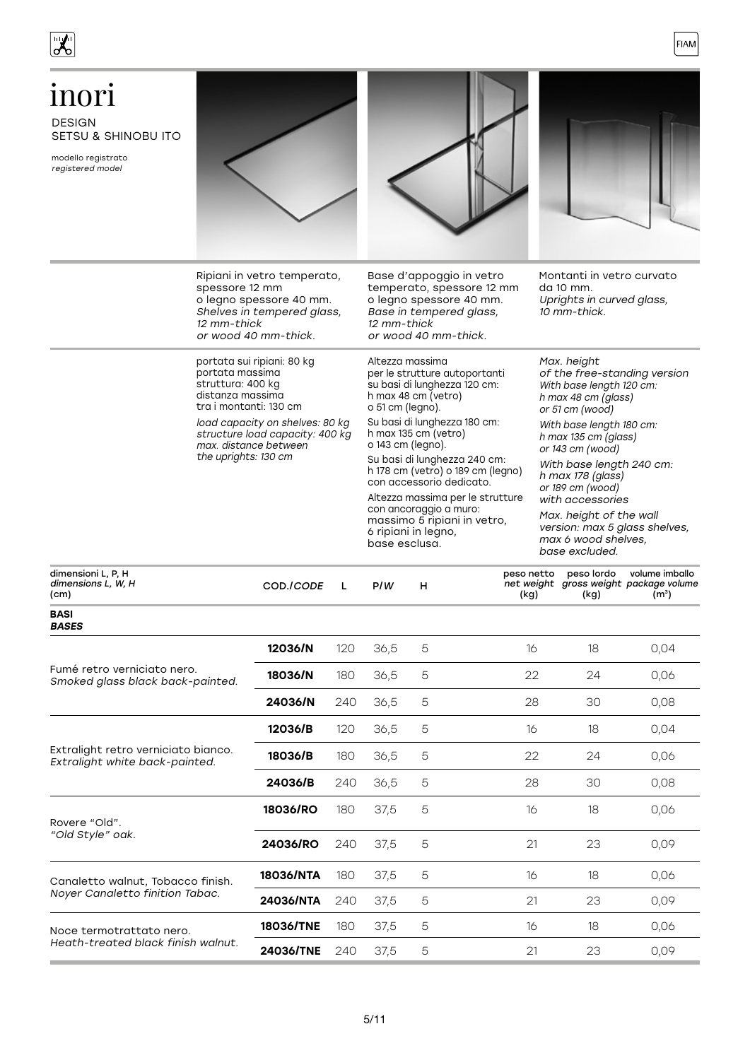# inori

DESIGN
SETSU & SHINOBU ITO

modello registrato
*registered model*

Ripiani in vetro temperato, spessore 12 mm o legno spessore 40 mm.
*Shelves in tempered glass, 12 mm-thick or wood 40 mm-thick.*

Base d'appoggio in vetro temperato, spessore 12 mm o legno spessore 40 mm.
*Base in tempered glass, 12 mm-thick or wood 40 mm-thick.*

Montanti in vetro curvato da 10 mm.
*Uprights in curved glass, 10 mm-thick.*

portata sui ripiani: 80 kg
portata massima struttura: 400 kg
distanza massima tra i montanti: 130 cm

*load capacity on shelves: 80 kg*
*structure load capacity: 400 kg*
*max. distance between the uprights: 130 cm*

Altezza massima per le strutture autoportanti su basi di lunghezza 120 cm: h max 48 cm (vetro) o 51 cm (legno).
Su basi di lunghezza 180 cm: h max 135 cm (vetro) o 143 cm (legno).
Su basi di lunghezza 240 cm: h 178 cm (vetro) o 189 cm (legno) con accessorio dedicato.
Altezza massima per le strutture con ancoraggio a muro: massimo 5 ripiani in vetro, 6 ripiani in legno, base esclusa.

*Max. height of the free-standing version*
*With base length 120 cm: h max 48 cm (glass) or 51 cm (wood)*
*With base length 180 cm: h max 135 cm (glass) or 143 cm (wood)*
*With base length 240 cm: h max 178 (glass) or 189 cm (wood) with accessories*
*Max. height of the wall version: max 5 glass shelves, max 6 wood shelves, base excluded.*

| dimensioni L, P, H *dimensions L, W, H* (cm) | COD./*CODE* | L | P/*W* | H | peso netto *net weight* (kg) | peso lordo *gross weight* (kg) | volume imballo *package volume* ($m^3$) |
|---|---|---|---|---|---|---|---|
| **BASI** ***BASES*** | | | | | | | |
| Fumé retro verniciato nero. *Smoked glass black back-painted.* | **12036/N** | 120 | 36,5 | 5 | 16 | 18 | 0,04 |
| | **18036/N** | 180 | 36,5 | 5 | 22 | 24 | 0,06 |
| | **24036/N** | 240 | 36,5 | 5 | 28 | 30 | 0,08 |
| Extralight retro verniciato bianco. *Extralight white back-painted.* | **12036/B** | 120 | 36,5 | 5 | 16 | 18 | 0,04 |
| | **18036/B** | 180 | 36,5 | 5 | 22 | 24 | 0,06 |
| | **24036/B** | 240 | 36,5 | 5 | 28 | 30 | 0,08 |
| Rovere "Old". *"Old Style" oak.* | **18036/RO** | 180 | 37,5 | 5 | 16 | 18 | 0,06 |
| | **24036/RO** | 240 | 37,5 | 5 | 21 | 23 | 0,09 |
| Canaletto walnut, Tobacco finish. *Noyer Canaletto finition Tabac.* | **18036/NTA** | 180 | 37,5 | 5 | 16 | 18 | 0,06 |
| | **24036/NTA** | 240 | 37,5 | 5 | 21 | 23 | 0,09 |
| Noce termotrattato nero. *Heath-treated black finish walnut.* | **18036/TNE** | 180 | 37,5 | 5 | 16 | 18 | 0,06 |
| | **24036/TNE** | 240 | 37,5 | 5 | 21 | 23 | 0,09 |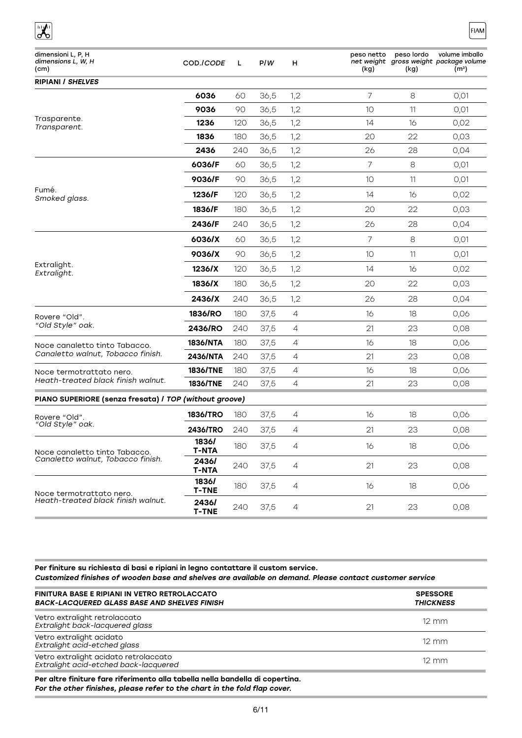| dimensioni L, P, H<br>*dimensions L, W, H*<br>(cm) | COD./*CODE* | L | P/*W* | H | peso netto<br>*net weight*<br>(kg) | peso lordo<br>*gross weight*<br>(kg) | volume imballo<br>*package volume*<br>($m^3$) |
|---|---|---|---|---|---|---|---|
| **RIPIANI / *SHELVES*** | | | | | | | |
| Trasparente.<br>*Transparent.* | **6036** | 60 | 36,5 | 1,2 | 7 | 8 | 0,01 |
| | **9036** | 90 | 36,5 | 1,2 | 10 | 11 | 0,01 |
| | **1236** | 120 | 36,5 | 1,2 | 14 | 16 | 0,02 |
| | **1836** | 180 | 36,5 | 1,2 | 20 | 22 | 0,03 |
| | **2436** | 240 | 36,5 | 1,2 | 26 | 28 | 0,04 |
| Fumé.<br>*Smoked glass.* | **6036/F** | 60 | 36,5 | 1,2 | 7 | 8 | 0,01 |
| | **9036/F** | 90 | 36,5 | 1,2 | 10 | 11 | 0,01 |
| | **1236/F** | 120 | 36,5 | 1,2 | 14 | 16 | 0,02 |
| | **1836/F** | 180 | 36,5 | 1,2 | 20 | 22 | 0,03 |
| | **2436/F** | 240 | 36,5 | 1,2 | 26 | 28 | 0,04 |
| Extralight.<br>*Extralight.* | **6036/X** | 60 | 36,5 | 1,2 | 7 | 8 | 0,01 |
| | **9036/X** | 90 | 36,5 | 1,2 | 10 | 11 | 0,01 |
| | **1236/X** | 120 | 36,5 | 1,2 | 14 | 16 | 0,02 |
| | **1836/X** | 180 | 36,5 | 1,2 | 20 | 22 | 0,03 |
| | **2436/X** | 240 | 36,5 | 1,2 | 26 | 28 | 0,04 |
| Rovere "Old".<br>*"Old Style" oak.* | **1836/RO** | 180 | 37,5 | 4 | 16 | 18 | 0,06 |
| | **2436/RO** | 240 | 37,5 | 4 | 21 | 23 | 0,08 |
| Noce canaletto tinto Tabacco.<br>*Canaletto walnut, Tobacco finish.* | **1836/NTA** | 180 | 37,5 | 4 | 16 | 18 | 0,06 |
| | **2436/NTA** | 240 | 37,5 | 4 | 21 | 23 | 0,08 |
| Noce termotrattato nero.<br>*Heath-treated black finish walnut.* | **1836/TNE** | 180 | 37,5 | 4 | 16 | 18 | 0,06 |
| | **1836/TNE** | 240 | 37,5 | 4 | 21 | 23 | 0,08 |
| **PIANO SUPERIORE (senza fresata) / *TOP (without groove)*** | | | | | | | |
| Rovere "Old".<br>*"Old Style" oak.* | **1836/TRO** | 180 | 37,5 | 4 | 16 | 18 | 0,06 |
| | **2436/TRO** | 240 | 37,5 | 4 | 21 | 23 | 0,08 |
| Noce canaletto tinto Tabacco.<br>*Canaletto walnut, Tobacco finish.* | **1836/ T-NTA** | 180 | 37,5 | 4 | 16 | 18 | 0,06 |
| | **2436/ T-NTA** | 240 | 37,5 | 4 | 21 | 23 | 0,08 |
| Noce termotrattato nero.<br>*Heath-treated black finish walnut.* | **1836/ T-TNE** | 180 | 37,5 | 4 | 16 | 18 | 0,06 |
| | **2436/ T-TNE** | 240 | 37,5 | 4 | 21 | 23 | 0,08 |

**Per finiture su richiesta di basi e ripiani in legno contattare il custom service.**
***Customized finishes of wooden base and shelves are available on demand. Please contact customer service***

| **FINITURA BASE E RIPIANI IN VETRO RETROLACCATO**<br>***BACK-LACQUERED GLASS BASE AND SHELVES FINISH*** | **SPESSORE**<br>***THICKNESS*** |
|---|---|
| Vetro extralight retrolaccato<br>*Extralight back-lacquered glass* | 12 mm |
| Vetro extralight acidato<br>*Extralight acid-etched glass* | 12 mm |
| Vetro extralight acidato retrolaccato<br>*Extralight acid-etched back-lacquered* | 12 mm |

**Per altre finiture fare riferimento alla tabella nella bandella di copertina.**
***For the other finishes, please refer to the chart in the fold flap cover.***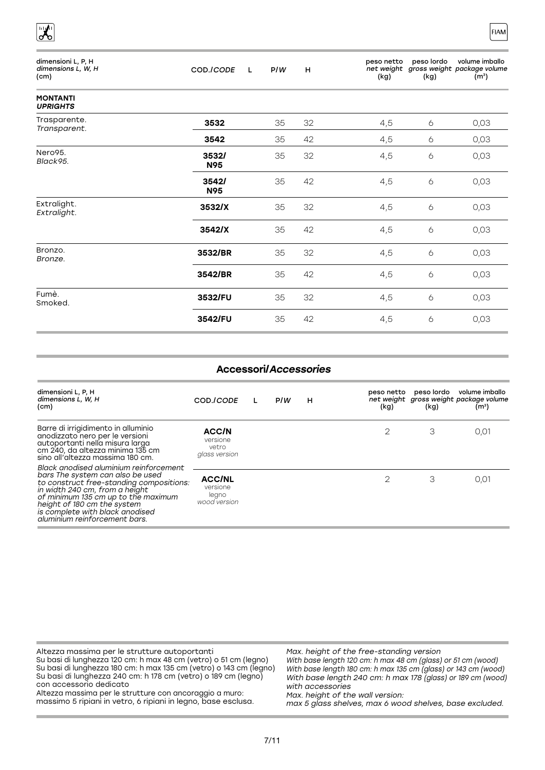| dimensioni L, P, H<br>*dimensions L, W, H*<br>(cm) | COD./*CODE* | L | P/*W* | H | peso netto<br>*net weight*<br>(kg) | peso lordo<br>*gross weight*<br>(kg) | volume imballo<br>*package volume*<br>($m^3$) |
|---|---|---|---|---|---|---|---|
| **MONTANTI**<br>***UPRIGHTS*** | | | | | | | |
| Trasparente.<br>*Transparent.* | **3532** | | 35 | 32 | 4,5 | 6 | 0,03 |
| | **3542** | | 35 | 42 | 4,5 | 6 | 0,03 |
| Nero95.<br>*Black95.* | **3532/ N95** | | 35 | 32 | 4,5 | 6 | 0,03 |
| | **3542/ N95** | | 35 | 42 | 4,5 | 6 | 0,03 |
| Extralight.<br>*Extralight.* | **3532/X** | | 35 | 32 | 4,5 | 6 | 0,03 |
| | **3542/X** | | 35 | 42 | 4,5 | 6 | 0,03 |
| Bronzo.<br>*Bronze.* | **3532/BR** | | 35 | 32 | 4,5 | 6 | 0,03 |
| | **3542/BR** | | 35 | 42 | 4,5 | 6 | 0,03 |
| Fumè.<br>Smoked. | **3532/FU** | | 35 | 32 | 4,5 | 6 | 0,03 |
| | **3542/FU** | | 35 | 42 | 4,5 | 6 | 0,03 |

## Accessori/*Accessories*

| dimensioni L, P, H<br>*dimensions L, W, H*<br>(cm) | COD./*CODE* | L | P/*W* | H | peso netto<br>*net weight*<br>(kg) | peso lordo<br>*gross weight*<br>(kg) | volume imballo<br>*package volume*<br>($m^3$) |
|---|---|---|---|---|---|---|---|
| Barre di irrigidimento in alluminio anodizzato nero per le versioni autoportanti nella misura larga cm 240, da altezza minima 135 cm sino all'altezza massima 180 cm. | **ACC/N**<br>versione vetro<br>*glass version* | | | | 2 | 3 | 0,01 |
| *Black anodised aluminium reinforcement bars The system can also be used to construct free-standing compositions: in width 240 cm, from a height of minimum 135 cm up to the maximum height of 180 cm the system is complete with black anodised aluminium reinforcement bars.* | **ACC/NL**<br>versione legno<br>*wood version* | | | | 2 | 3 | 0,01 |

Altezza massima per le strutture autoportanti
Su basi di lunghezza 120 cm: h max 48 cm (vetro) o 51 cm (legno)
Su basi di lunghezza 180 cm: h max 135 cm (vetro) o 143 cm (legno)
Su basi di lunghezza 240 cm: h 178 cm (vetro) o 189 cm (legno) con accessorio dedicato
Altezza massima per le strutture con ancoraggio a muro:
massimo 5 ripiani in vetro, 6 ripiani in legno, base esclusa.

*Max. height of the free-standing version*
*With base length 120 cm: h max 48 cm (glass) or 51 cm (wood)*
*With base length 180 cm: h max 135 cm (glass) or 143 cm (wood)*
*With base length 240 cm: h max 178 (glass) or 189 cm (wood) with accessories*
*Max. height of the wall version:*
*max 5 glass shelves, max 6 wood shelves, base excluded.*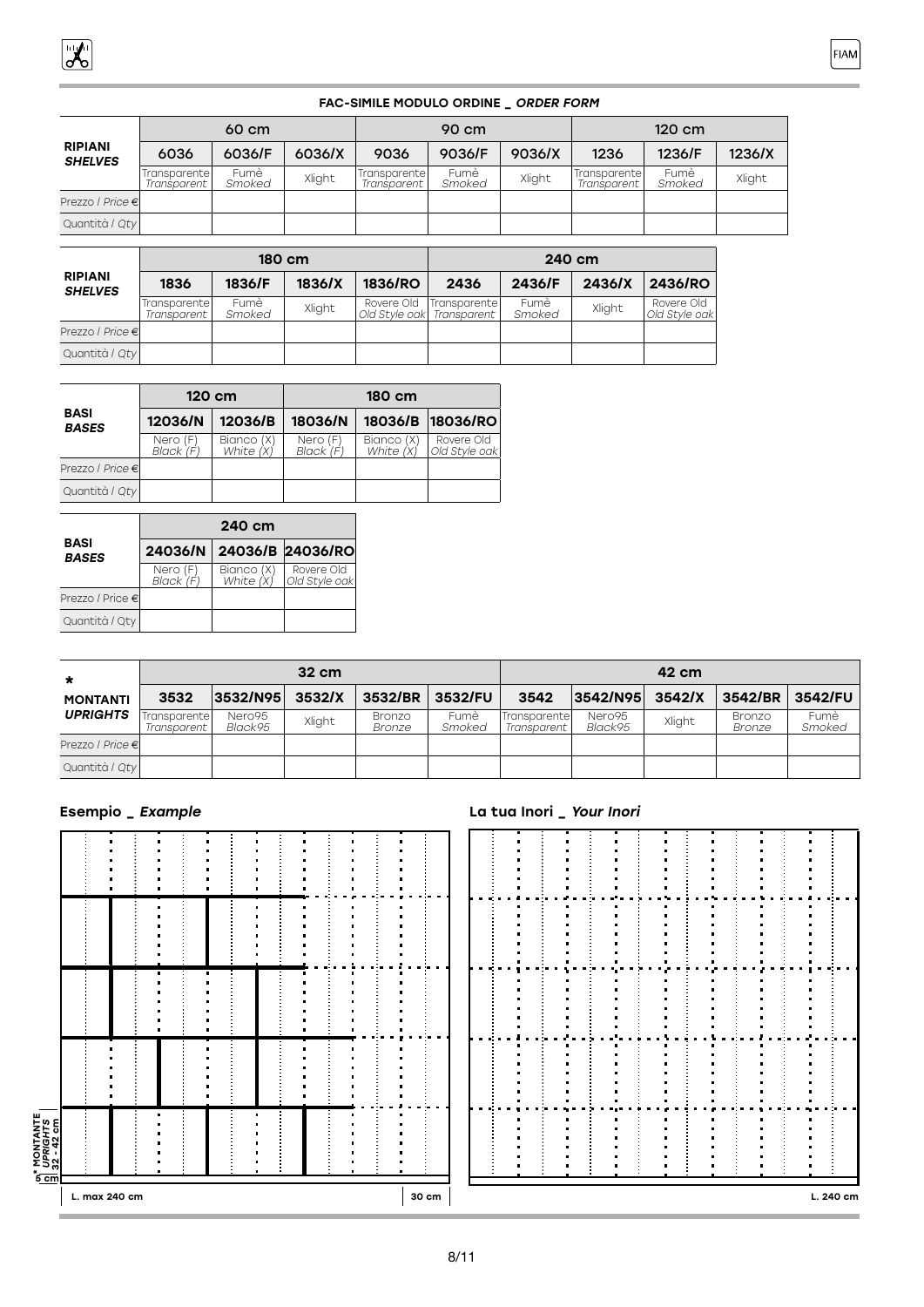## FAC-SIMILE MODULO ORDINE _ *ORDER FORM*

| **RIPIANI** *SHELVES* | 60 cm | | | 90 cm | | | 120 cm | | |
|---|---|---|---|---|---|---|---|---|---|
| | **6036** | **6036/F** | **6036/X** | **9036** | **9036/F** | **9036/X** | **1236** | **1236/F** | **1236/X** |
| | Transparente *Transparent* | Fumè *Smoked* | Xlight | Transparente *Transparent* | Fumè *Smoked* | Xlight | Transparente *Transparent* | Fumè *Smoked* | Xlight |
| Prezzo / *Price €* | | | | | | | | | |
| Quantità / *Qty* | | | | | | | | | |

| **RIPIANI** *SHELVES* | 180 cm | | | | 240 cm | | | |
|---|---|---|---|---|---|---|---|---|
| | **1836** | **1836/F** | **1836/X** | **1836/RO** | **2436** | **2436/F** | **2436/X** | **2436/RO** |
| | Transparente *Transparent* | Fumè *Smoked* | Xlight | Rovere Old *Old Style oak* | Transparente *Transparent* | Fumè *Smoked* | Xlight | Rovere Old *Old Style oak* |
| Prezzo / *Price €* | | | | | | | | |
| Quantità / *Qty* | | | | | | | | |

| **BASI** *BASES* | 120 cm | | 180 cm | | |
|---|---|---|---|---|---|
| | **12036/N** | **12036/B** | **18036/N** | **18036/B** | **18036/RO** |
| | Nero (F) *Black (F)* | Bianco (X) *White (X)* | Nero (F) *Black (F)* | Bianco (X) *White (X)* | Rovere Old *Old Style oak* |
| Prezzo / *Price €* | | | | | |
| Quantità / *Qty* | | | | | |

| **BASI** *BASES* | 240 cm | | |
|---|---|---|---|
| | **24036/N** | **24036/B** | **24036/RO** |
| | Nero (F) *Black (F)* | Bianco (X) *White (X)* | Rovere Old *Old Style oak* |
| Prezzo / *Price €* | | | |
| Quantità / *Qty* | | | |

| * **MONTANTI** *UPRIGHTS* | 32 cm | | | | | 42 cm | | | | |
|---|---|---|---|---|---|---|---|---|---|---|
| | **3532** | **3532/N95** | **3532/X** | **3532/BR** | **3532/FU** | **3542** | **3542/N95** | **3542/X** | **3542/BR** | **3542/FU** |
| | Transparente *Transparent* | Nero95 *Black95* | Xlight | Bronzo *Bronze* | Fumè *Smoked* | Transparente *Transparent* | Nero95 *Black95* | Xlight | Bronzo *Bronze* | Fumè *Smoked* |
| Prezzo / *Price €* | | | | | | | | | | |
| Quantità / *Qty* | | | | | | | | | | |

### Esempio _ *Example*

* MONTANTE *UPRIGHTS* 32 - 42 cm

6 cm

L. max 240 cm

30 cm

### La tua Inori _ *Your Inori*

L. 240 cm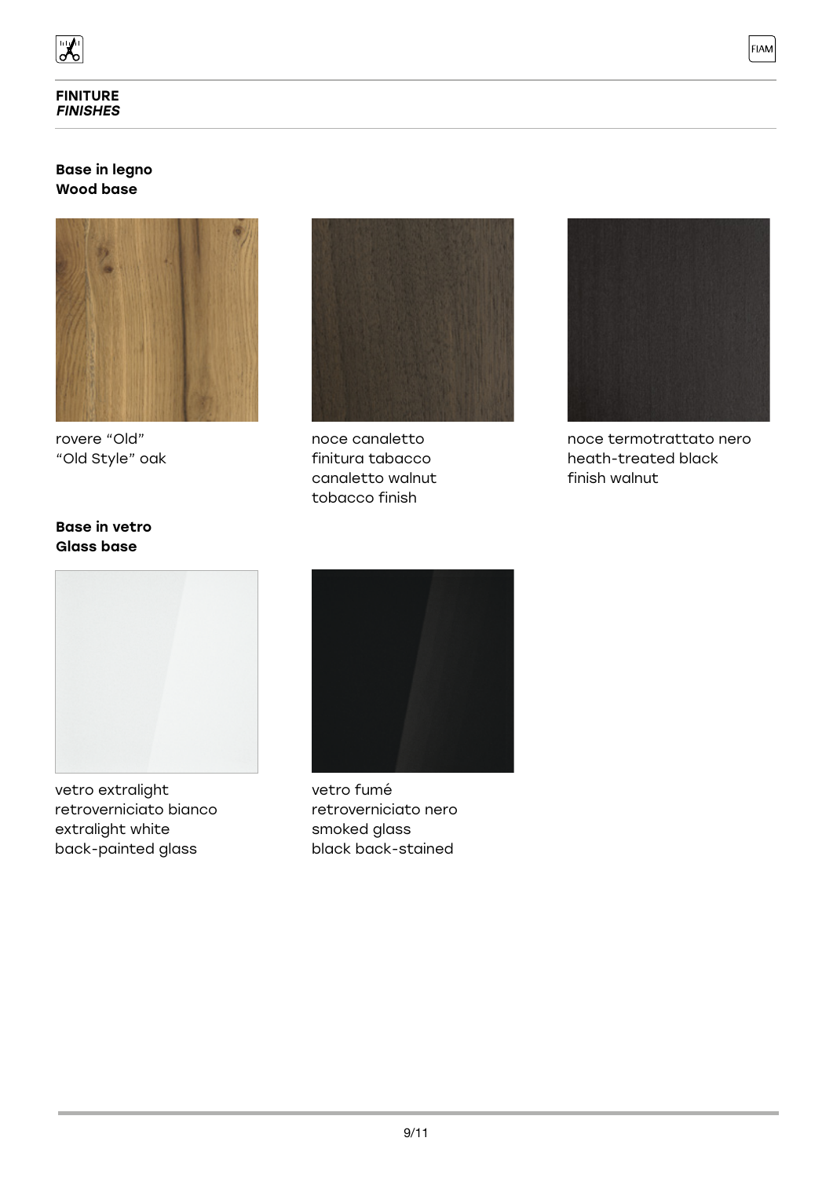## FINITURE
## *FINISHES*

### Base in legno
### Wood base

rovere “Old”
“Old Style” oak

noce canaletto
finitura tabacco
canaletto walnut
tobacco finish

noce termotrattato nero
heath-treated black
finish walnut

### Base in vetro
### Glass base

vetro extralight
retroverniciato bianco
extralight white
back-painted glass

vetro fumé
retroverniciato nero
smoked glass
black back-stained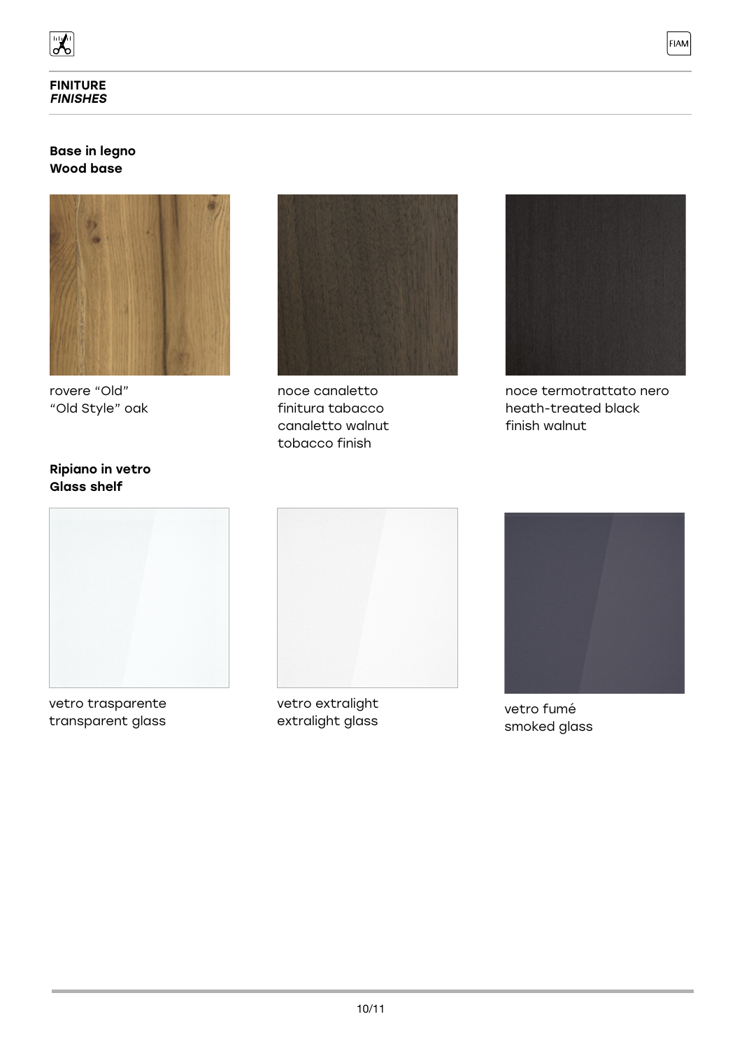## FINITURE
## *FINISHES*

### Base in legno
### Wood base

rovere “Old”
“Old Style” oak

noce canaletto
finitura tabacco
canaletto walnut
tobacco finish

noce termotrattato nero
heath-treated black
finish walnut

### Ripiano in vetro
### Glass shelf

vetro trasparente
transparent glass

vetro extralight
extralight glass

vetro fumé
smoked glass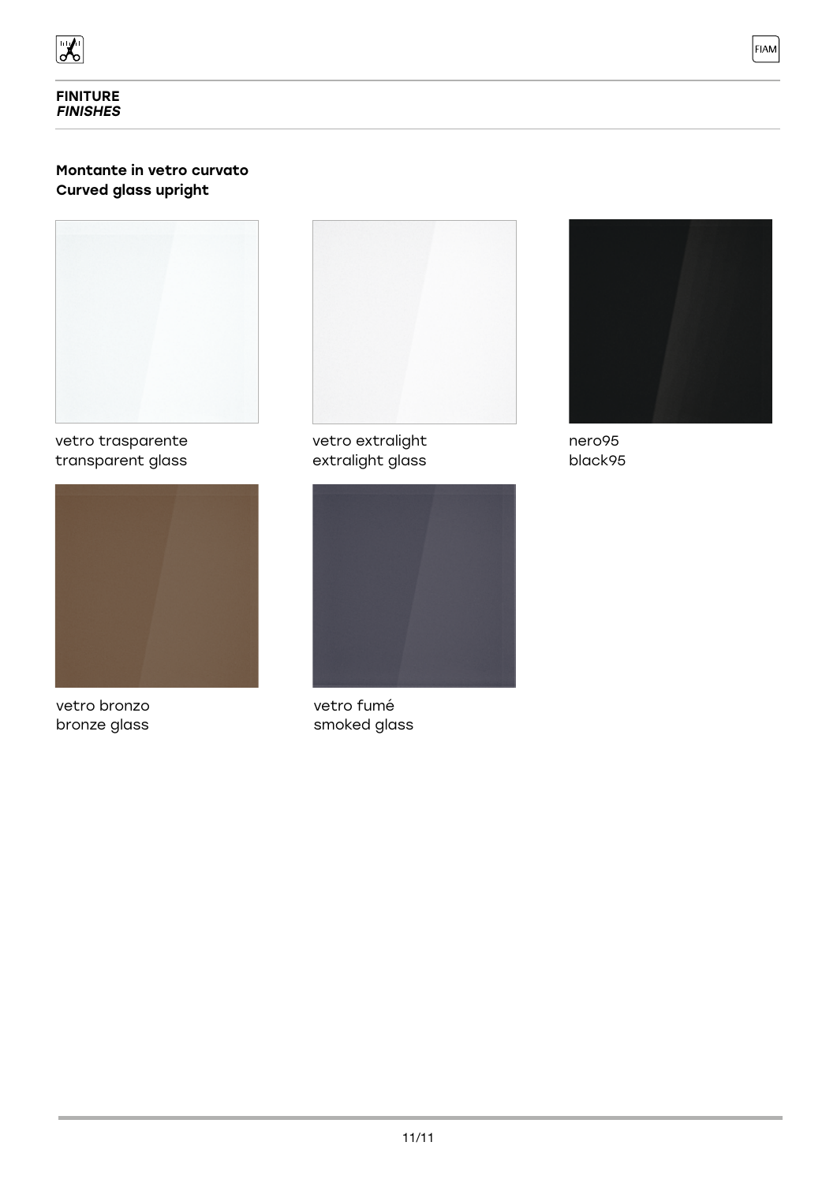**FINITURE**
***FINISHES***

**Montante in vetro curvato**
**Curved glass upright**

vetro trasparente
transparent glass

vetro extralight
extralight glass

nero95
black95

vetro bronzo
bronze glass

vetro fumé
smoked glass